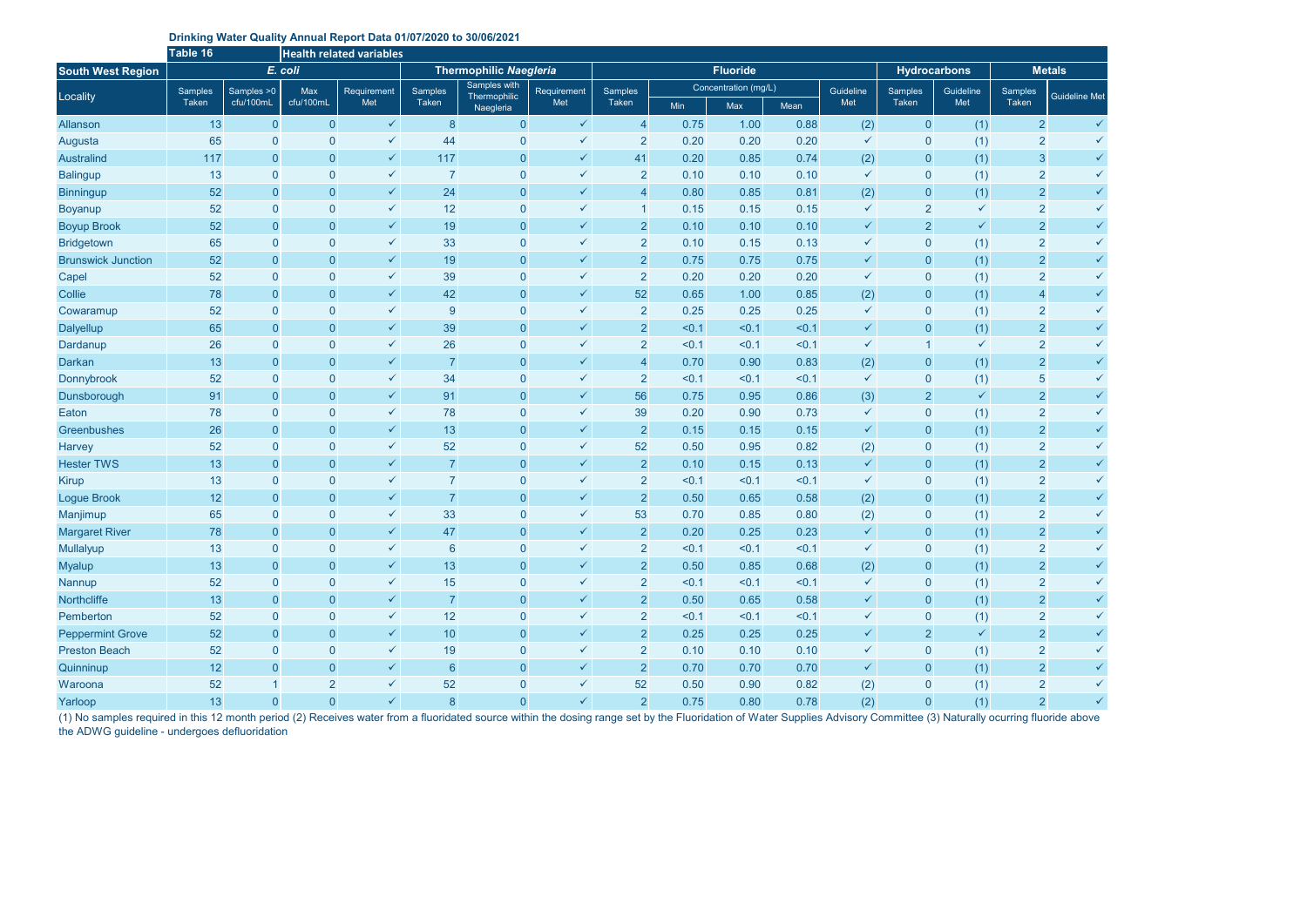**Drinking Water Quality Annual Report Data 01/07/2020 to 30/06/2021**

| Table 16 | Health related variables | | | | | | | | | | | | | | | |
|---|---|---|---|---|---|---|---|---|---|---|---|---|---|---|---|---|
| **South West Region** | ***E. coli*** | | | | **Thermophilic *Naegleria*** | | | **Fluoride** | | | | | **Hydrocarbons** | | **Metals** | |
| Locality | Samples Taken | Samples >0 cfu/100mL | Max cfu/100mL | Requirement Met | Samples Taken | Samples with Thermophilic Naegleria | Requirement Met | Samples Taken | Concentration (mg/L) Min | Max | Mean | Guideline Met | Samples Taken | Guideline Met | Samples Taken | Guideline Met |
| Allanson | 13 | 0 | 0 | ✓ | 8 | 0 | ✓ | 4 | 0.75 | 1.00 | 0.88 | (2) | 0 | (1) | 2 | ✓ |
| Augusta | 65 | 0 | 0 | ✓ | 44 | 0 | ✓ | 2 | 0.20 | 0.20 | 0.20 | ✓ | 0 | (1) | 2 | ✓ |
| Australind | 117 | 0 | 0 | ✓ | 117 | 0 | ✓ | 41 | 0.20 | 0.85 | 0.74 | (2) | 0 | (1) | 3 | ✓ |
| Balingup | 13 | 0 | 0 | ✓ | 7 | 0 | ✓ | 2 | 0.10 | 0.10 | 0.10 | ✓ | 0 | (1) | 2 | ✓ |
| Binningup | 52 | 0 | 0 | ✓ | 24 | 0 | ✓ | 4 | 0.80 | 0.85 | 0.81 | (2) | 0 | (1) | 2 | ✓ |
| Boyanup | 52 | 0 | 0 | ✓ | 12 | 0 | ✓ | 1 | 0.15 | 0.15 | 0.15 | ✓ | 2 | ✓ | 2 | ✓ |
| Boyup Brook | 52 | 0 | 0 | ✓ | 19 | 0 | ✓ | 2 | 0.10 | 0.10 | 0.10 | ✓ | 2 | ✓ | 2 | ✓ |
| Bridgetown | 65 | 0 | 0 | ✓ | 33 | 0 | ✓ | 2 | 0.10 | 0.15 | 0.13 | ✓ | 0 | (1) | 2 | ✓ |
| Brunswick Junction | 52 | 0 | 0 | ✓ | 19 | 0 | ✓ | 2 | 0.75 | 0.75 | 0.75 | ✓ | 0 | (1) | 2 | ✓ |
| Capel | 52 | 0 | 0 | ✓ | 39 | 0 | ✓ | 2 | 0.20 | 0.20 | 0.20 | ✓ | 0 | (1) | 2 | ✓ |
| Collie | 78 | 0 | 0 | ✓ | 42 | 0 | ✓ | 52 | 0.65 | 1.00 | 0.85 | (2) | 0 | (1) | 4 | ✓ |
| Cowaramup | 52 | 0 | 0 | ✓ | 9 | 0 | ✓ | 2 | 0.25 | 0.25 | 0.25 | ✓ | 0 | (1) | 2 | ✓ |
| Dalyellup | 65 | 0 | 0 | ✓ | 39 | 0 | ✓ | 2 | <0.1 | <0.1 | <0.1 | ✓ | 0 | (1) | 2 | ✓ |
| Dardanup | 26 | 0 | 0 | ✓ | 26 | 0 | ✓ | 2 | <0.1 | <0.1 | <0.1 | ✓ | 1 | ✓ | 2 | ✓ |
| Darkan | 13 | 0 | 0 | ✓ | 7 | 0 | ✓ | 4 | 0.70 | 0.90 | 0.83 | (2) | 0 | (1) | 2 | ✓ |
| Donnybrook | 52 | 0 | 0 | ✓ | 34 | 0 | ✓ | 2 | <0.1 | <0.1 | <0.1 | ✓ | 0 | (1) | 5 | ✓ |
| Dunsborough | 91 | 0 | 0 | ✓ | 91 | 0 | ✓ | 56 | 0.75 | 0.95 | 0.86 | (3) | 2 | ✓ | 2 | ✓ |
| Eaton | 78 | 0 | 0 | ✓ | 78 | 0 | ✓ | 39 | 0.20 | 0.90 | 0.73 | ✓ | 0 | (1) | 2 | ✓ |
| Greenbushes | 26 | 0 | 0 | ✓ | 13 | 0 | ✓ | 2 | 0.15 | 0.15 | 0.15 | ✓ | 0 | (1) | 2 | ✓ |
| Harvey | 52 | 0 | 0 | ✓ | 52 | 0 | ✓ | 52 | 0.50 | 0.95 | 0.82 | (2) | 0 | (1) | 2 | ✓ |
| Hester TWS | 13 | 0 | 0 | ✓ | 7 | 0 | ✓ | 2 | 0.10 | 0.15 | 0.13 | ✓ | 0 | (1) | 2 | ✓ |
| Kirup | 13 | 0 | 0 | ✓ | 7 | 0 | ✓ | 2 | <0.1 | <0.1 | <0.1 | ✓ | 0 | (1) | 2 | ✓ |
| Logue Brook | 12 | 0 | 0 | ✓ | 7 | 0 | ✓ | 2 | 0.50 | 0.65 | 0.58 | (2) | 0 | (1) | 2 | ✓ |
| Manjimup | 65 | 0 | 0 | ✓ | 33 | 0 | ✓ | 53 | 0.70 | 0.85 | 0.80 | (2) | 0 | (1) | 2 | ✓ |
| Margaret River | 78 | 0 | 0 | ✓ | 47 | 0 | ✓ | 2 | 0.20 | 0.25 | 0.23 | ✓ | 0 | (1) | 2 | ✓ |
| Mullalyup | 13 | 0 | 0 | ✓ | 6 | 0 | ✓ | 2 | <0.1 | <0.1 | <0.1 | ✓ | 0 | (1) | 2 | ✓ |
| Myalup | 13 | 0 | 0 | ✓ | 13 | 0 | ✓ | 2 | 0.50 | 0.85 | 0.68 | (2) | 0 | (1) | 2 | ✓ |
| Nannup | 52 | 0 | 0 | ✓ | 15 | 0 | ✓ | 2 | <0.1 | <0.1 | <0.1 | ✓ | 0 | (1) | 2 | ✓ |
| Northcliffe | 13 | 0 | 0 | ✓ | 7 | 0 | ✓ | 2 | 0.50 | 0.65 | 0.58 | ✓ | 0 | (1) | 2 | ✓ |
| Pemberton | 52 | 0 | 0 | ✓ | 12 | 0 | ✓ | 2 | <0.1 | <0.1 | <0.1 | ✓ | 0 | (1) | 2 | ✓ |
| Peppermint Grove | 52 | 0 | 0 | ✓ | 10 | 0 | ✓ | 2 | 0.25 | 0.25 | 0.25 | ✓ | 2 | ✓ | 2 | ✓ |
| Preston Beach | 52 | 0 | 0 | ✓ | 19 | 0 | ✓ | 2 | 0.10 | 0.10 | 0.10 | ✓ | 0 | (1) | 2 | ✓ |
| Quinninup | 12 | 0 | 0 | ✓ | 6 | 0 | ✓ | 2 | 0.70 | 0.70 | 0.70 | ✓ | 0 | (1) | 2 | ✓ |
| Waroona | 52 | 1 | 2 | ✓ | 52 | 0 | ✓ | 52 | 0.50 | 0.90 | 0.82 | (2) | 0 | (1) | 2 | ✓ |
| Yarloop | 13 | 0 | 0 | ✓ | 8 | 0 | ✓ | 2 | 0.75 | 0.80 | 0.78 | (2) | 0 | (1) | 2 | ✓ |

(1) No samples required in this 12 month period (2) Receives water from a fluoridated source within the dosing range set by the Fluoridation of Water Supplies Advisory Committee (3) Naturally ocurring fluoride above the ADWG guideline - undergoes defluoridation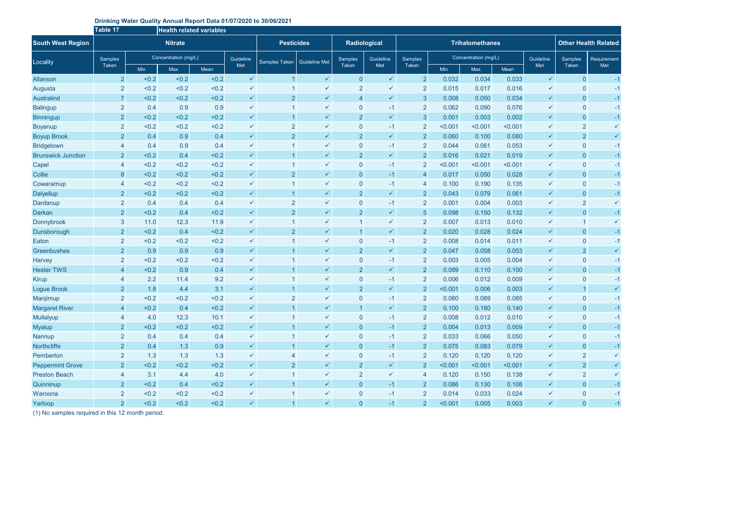**Drinking Water Quality Annual Report Data 01/07/2020 to 30/06/2021**

**Table 17** **Health related variables**

| South West Region | Nitrate | | | | | Pesticides | | Radiological | | Trihalomethanes | | | | | Other Health Related | |
|---|---|---|---|---|---|---|---|---|---|---|---|---|---|---|---|---|
| Locality | Samples Taken | Concentration (mg/L) | | | Guideline Met | Samples Taken | Guideline Met | Samples Taken | Guideline Met | Samples Taken | Concentration (mg/L) | | | Guideline Met | Samples Taken | Requirement Met |
| | | Min | Max | Mean | | | | | | | Min | Max | Mean | | | |
| Allanson | 2 | <0.2 | <0.2 | <0.2 | ✓ | 1 | ✓ | 0 | ✓ | 2 | 0.032 | 0.034 | 0.033 | ✓ | 0 | -1 |
| Augusta | 2 | <0.2 | <0.2 | <0.2 | ✓ | 1 | ✓ | 2 | ✓ | 2 | 0.015 | 0.017 | 0.016 | ✓ | 0 | -1 |
| Australind | 7 | <0.2 | <0.2 | <0.2 | ✓ | 2 | ✓ | 4 | ✓ | 3 | 0.008 | 0.050 | 0.034 | ✓ | 0 | -1 |
| Balingup | 2 | 0.4 | 0.9 | 0.9 | ✓ | 1 | ✓ | 0 | -1 | 2 | 0.062 | 0.090 | 0.076 | ✓ | 0 | -1 |
| Binningup | 2 | <0.2 | <0.2 | <0.2 | ✓ | 1 | ✓ | 2 | ✓ | 3 | 0.001 | 0.003 | 0.002 | ✓ | 0 | -1 |
| Boyanup | 2 | <0.2 | <0.2 | <0.2 | ✓ | 2 | ✓ | 0 | -1 | 2 | <0.001 | <0.001 | <0.001 | ✓ | 2 | ✓ |
| Boyup Brook | 2 | 0.4 | 0.9 | 0.4 | ✓ | 2 | ✓ | 2 | ✓ | 2 | 0.060 | 0.100 | 0.080 | ✓ | 2 | ✓ |
| Bridgetown | 4 | 0.4 | 0.9 | 0.4 | ✓ | 1 | ✓ | 0 | -1 | 2 | 0.044 | 0.061 | 0.053 | ✓ | 0 | -1 |
| Brunswick Junction | 2 | <0.2 | 0.4 | <0.2 | ✓ | 1 | ✓ | 2 | ✓ | 2 | 0.016 | 0.021 | 0.019 | ✓ | 0 | -1 |
| Capel | 4 | <0.2 | <0.2 | <0.2 | ✓ | 1 | ✓ | 0 | -1 | 2 | <0.001 | <0.001 | <0.001 | ✓ | 0 | -1 |
| Collie | 8 | <0.2 | <0.2 | <0.2 | ✓ | 2 | ✓ | 0 | -1 | 4 | 0.017 | 0.050 | 0.028 | ✓ | 0 | -1 |
| Cowaramup | 4 | <0.2 | <0.2 | <0.2 | ✓ | 1 | ✓ | 0 | -1 | 4 | 0.100 | 0.190 | 0.135 | ✓ | 0 | -1 |
| Dalyellup | 2 | <0.2 | <0.2 | <0.2 | ✓ | 1 | ✓ | 2 | ✓ | 2 | 0.043 | 0.079 | 0.061 | ✓ | 0 | -1 |
| Dardanup | 2 | 0.4 | 0.4 | 0.4 | ✓ | 2 | ✓ | 0 | -1 | 2 | 0.001 | 0.004 | 0.003 | ✓ | 2 | ✓ |
| Darkan | 2 | <0.2 | 0.4 | <0.2 | ✓ | 2 | ✓ | 2 | ✓ | 5 | 0.098 | 0.150 | 0.132 | ✓ | 0 | -1 |
| Donnybrook | 3 | 11.0 | 12.3 | 11.9 | ✓ | 1 | ✓ | 1 | ✓ | 2 | 0.007 | 0.013 | 0.010 | ✓ | 1 | ✓ |
| Dunsborough | 2 | <0.2 | 0.4 | <0.2 | ✓ | 2 | ✓ | 1 | ✓ | 2 | 0.020 | 0.028 | 0.024 | ✓ | 0 | -1 |
| Eaton | 2 | <0.2 | <0.2 | <0.2 | ✓ | 1 | ✓ | 0 | -1 | 2 | 0.008 | 0.014 | 0.011 | ✓ | 0 | -1 |
| Greenbushes | 2 | 0.9 | 0.9 | 0.9 | ✓ | 1 | ✓ | 2 | ✓ | 2 | 0.047 | 0.058 | 0.053 | ✓ | 2 | ✓ |
| Harvey | 2 | <0.2 | <0.2 | <0.2 | ✓ | 1 | ✓ | 0 | -1 | 2 | 0.003 | 0.005 | 0.004 | ✓ | 0 | -1 |
| Hester TWS | 4 | <0.2 | 0.9 | 0.4 | ✓ | 1 | ✓ | 2 | ✓ | 2 | 0.089 | 0.110 | 0.100 | ✓ | 0 | -1 |
| Kirup | 4 | 2.2 | 11.4 | 9.2 | ✓ | 1 | ✓ | 0 | -1 | 2 | 0.006 | 0.012 | 0.009 | ✓ | 0 | -1 |
| Logue Brook | 2 | 1.8 | 4.4 | 3.1 | ✓ | 1 | ✓ | 2 | ✓ | 2 | <0.001 | 0.006 | 0.003 | ✓ | 1 | ✓ |
| Manjimup | 2 | <0.2 | <0.2 | <0.2 | ✓ | 2 | ✓ | 0 | -1 | 2 | 0.080 | 0.089 | 0.085 | ✓ | 0 | -1 |
| Margaret River | 4 | <0.2 | 0.4 | <0.2 | ✓ | 1 | ✓ | 1 | ✓ | 2 | 0.100 | 0.180 | 0.140 | ✓ | 0 | -1 |
| Mullalyup | 4 | 4.0 | 12.3 | 10.1 | ✓ | 1 | ✓ | 0 | -1 | 2 | 0.008 | 0.012 | 0.010 | ✓ | 0 | -1 |
| Myalup | 2 | <0.2 | <0.2 | <0.2 | ✓ | 1 | ✓ | 0 | -1 | 2 | 0.004 | 0.013 | 0.009 | ✓ | 0 | -1 |
| Nannup | 2 | 0.4 | 0.4 | 0.4 | ✓ | 1 | ✓ | 0 | -1 | 2 | 0.033 | 0.066 | 0.050 | ✓ | 0 | -1 |
| Northcliffe | 2 | 0.4 | 1.3 | 0.9 | ✓ | 1 | ✓ | 0 | -1 | 2 | 0.075 | 0.083 | 0.079 | ✓ | 0 | -1 |
| Pemberton | 2 | 1.3 | 1.3 | 1.3 | ✓ | 4 | ✓ | 0 | -1 | 2 | 0.120 | 0.120 | 0.120 | ✓ | 2 | ✓ |
| Peppermint Grove | 2 | <0.2 | <0.2 | <0.2 | ✓ | 2 | ✓ | 2 | ✓ | 2 | <0.001 | <0.001 | <0.001 | ✓ | 2 | ✓ |
| Preston Beach | 4 | 3.1 | 4.4 | 4.0 | ✓ | 1 | ✓ | 2 | ✓ | 4 | 0.120 | 0.150 | 0.138 | ✓ | 2 | ✓ |
| Quinninup | 2 | <0.2 | 0.4 | <0.2 | ✓ | 1 | ✓ | 0 | -1 | 2 | 0.086 | 0.130 | 0.108 | ✓ | 0 | -1 |
| Waroona | 2 | <0.2 | <0.2 | <0.2 | ✓ | 1 | ✓ | 0 | -1 | 2 | 0.014 | 0.033 | 0.024 | ✓ | 0 | -1 |
| Yarloop | 2 | <0.2 | <0.2 | <0.2 | ✓ | 1 | ✓ | 0 | -1 | 2 | <0.001 | 0.005 | 0.003 | ✓ | 0 | -1 |

(1) No samples required in this 12 month period.